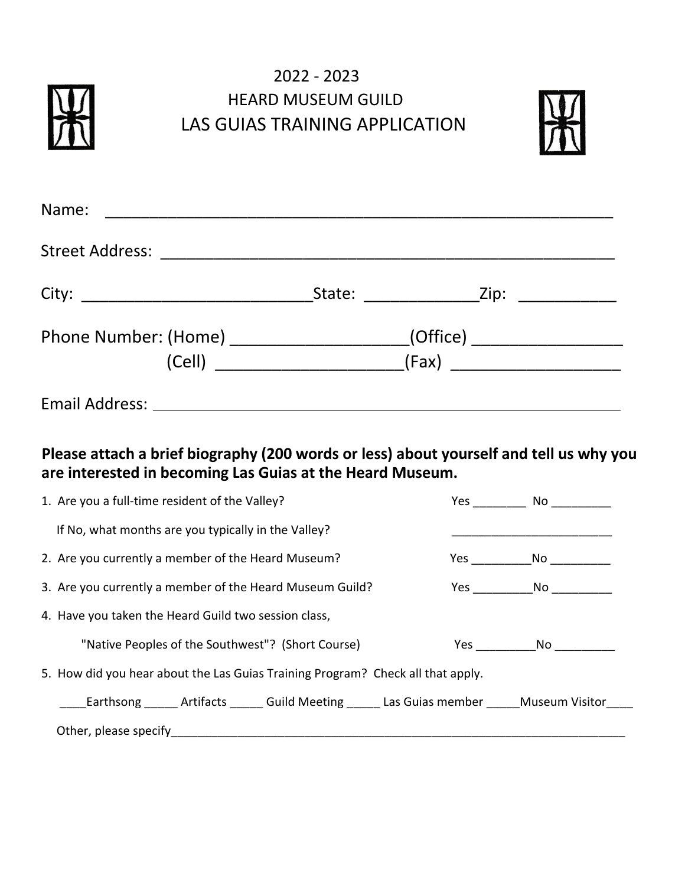# 2022 - 2023
## HEARD MUSEUM GUILD
## LAS GUIAS TRAINING APPLICATION

Name: ____________________________________________________

Street Address: ____________________________________________________

City: __________________________State: _____________Zip: ___________

Phone Number: (Home) ___________________(Office) ________________

(Cell) ____________________(Fax) __________________

Email Address: ____________________________________________________

**Please attach a brief biography (200 words or less) about yourself and tell us why you are interested in becoming Las Guias at the Heard Museum.**

1. Are you a full-time resident of the Valley? Yes ________ No _________

   If No, what months are you typically in the Valley? ________________________

2. Are you currently a member of the Heard Museum? Yes _________No _________

3. Are you currently a member of the Heard Museum Guild? Yes _________No _________

4. Have you taken the Heard Guild two session class,

   "Native Peoples of the Southwest"? (Short Course) Yes _________No _________

5. How did you hear about the Las Guias Training Program? Check all that apply.

   ____Earthsong _____ Artifacts _____ Guild Meeting _____ Las Guias member _____Museum Visitor____

   Other, please specify__________________________________________________________________________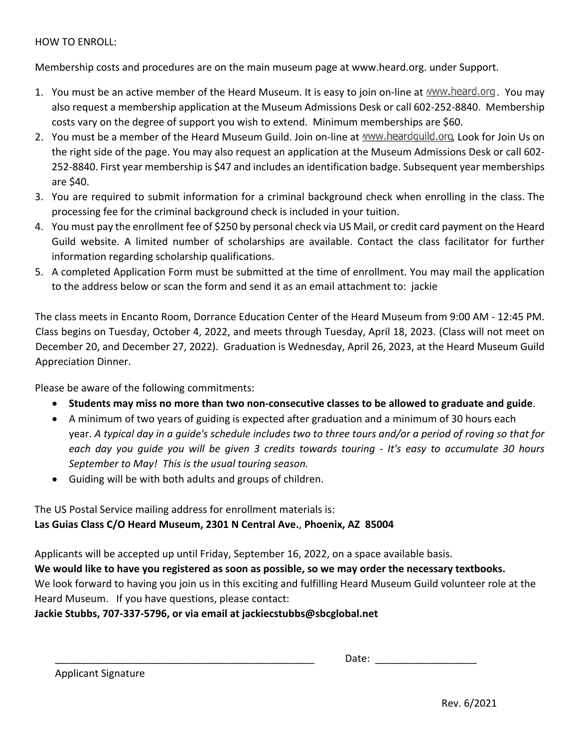HOW TO ENROLL:

Membership costs and procedures are on the main museum page at www.heard.org. under Support.

1. You must be an active member of the Heard Museum. It is easy to join on-line at www.heard.org. You may also request a membership application at the Museum Admissions Desk or call 602-252-8840. Membership costs vary on the degree of support you wish to extend. Minimum memberships are $60.
2. You must be a member of the Heard Museum Guild. Join on-line at www.heardguild.org, Look for Join Us on the right side of the page. You may also request an application at the Museum Admissions Desk or call 602-252-8840. First year membership is $47 and includes an identification badge. Subsequent year memberships are $40.
3. You are required to submit information for a criminal background check when enrolling in the class. The processing fee for the criminal background check is included in your tuition.
4. You must pay the enrollment fee of $250 by personal check via US Mail, or credit card payment on the Heard Guild website. A limited number of scholarships are available. Contact the class facilitator for further information regarding scholarship qualifications.
5. A completed Application Form must be submitted at the time of enrollment. You may mail the application to the address below or scan the form and send it as an email attachment to: jackie

The class meets in Encanto Room, Dorrance Education Center of the Heard Museum from 9:00 AM - 12:45 PM. Class begins on Tuesday, October 4, 2022, and meets through Tuesday, April 18, 2023. (Class will not meet on December 20, and December 27, 2022). Graduation is Wednesday, April 26, 2023, at the Heard Museum Guild Appreciation Dinner.

Please be aware of the following commitments:

- **Students may miss no more than two non-consecutive classes to be allowed to graduate and guide**.
- A minimum of two years of guiding is expected after graduation and a minimum of 30 hours each year. *A typical day in a guide's schedule includes two to three tours and/or a period of roving so that for each day you guide you will be given 3 credits towards touring - It's easy to accumulate 30 hours September to May! This is the usual touring season.*
- Guiding will be with both adults and groups of children.

The US Postal Service mailing address for enrollment materials is:
**Las Guias Class C/O Heard Museum, 2301 N Central Ave.**, **Phoenix, AZ 85004**

Applicants will be accepted up until Friday, September 16, 2022, on a space available basis.
**We would like to have you registered as soon as possible, so we may order the necessary textbooks.**
We look forward to having you join us in this exciting and fulfilling Heard Museum Guild volunteer role at the Heard Museum. If you have questions, please contact:
**Jackie Stubbs, 707-337-5796, or via email at jackiecstubbs@sbcglobal.net**

_______________________________________________ Date: __________________

Applicant Signature

Rev. 6/2021